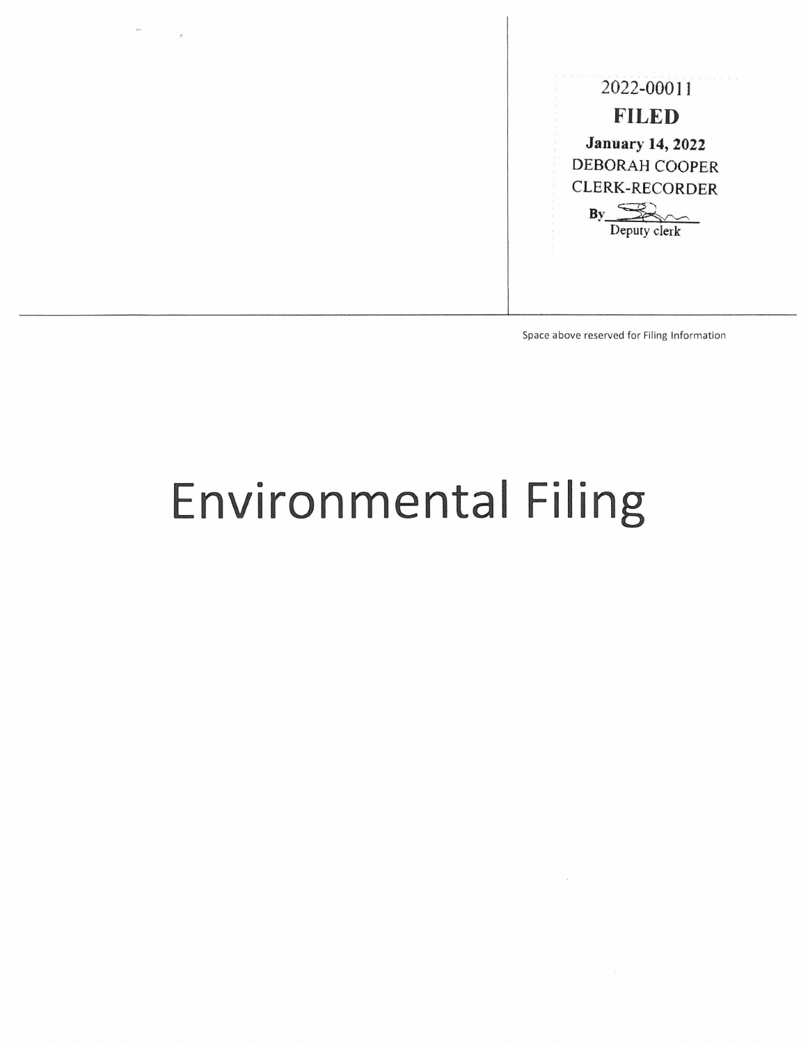2022-00011

**FILED**

**January 14, 2022**

DEBORAH COOPER

CLERK-RECORDER

By ________

Deputy clerk

Space above reserved for Filing Information

# Environmental Filing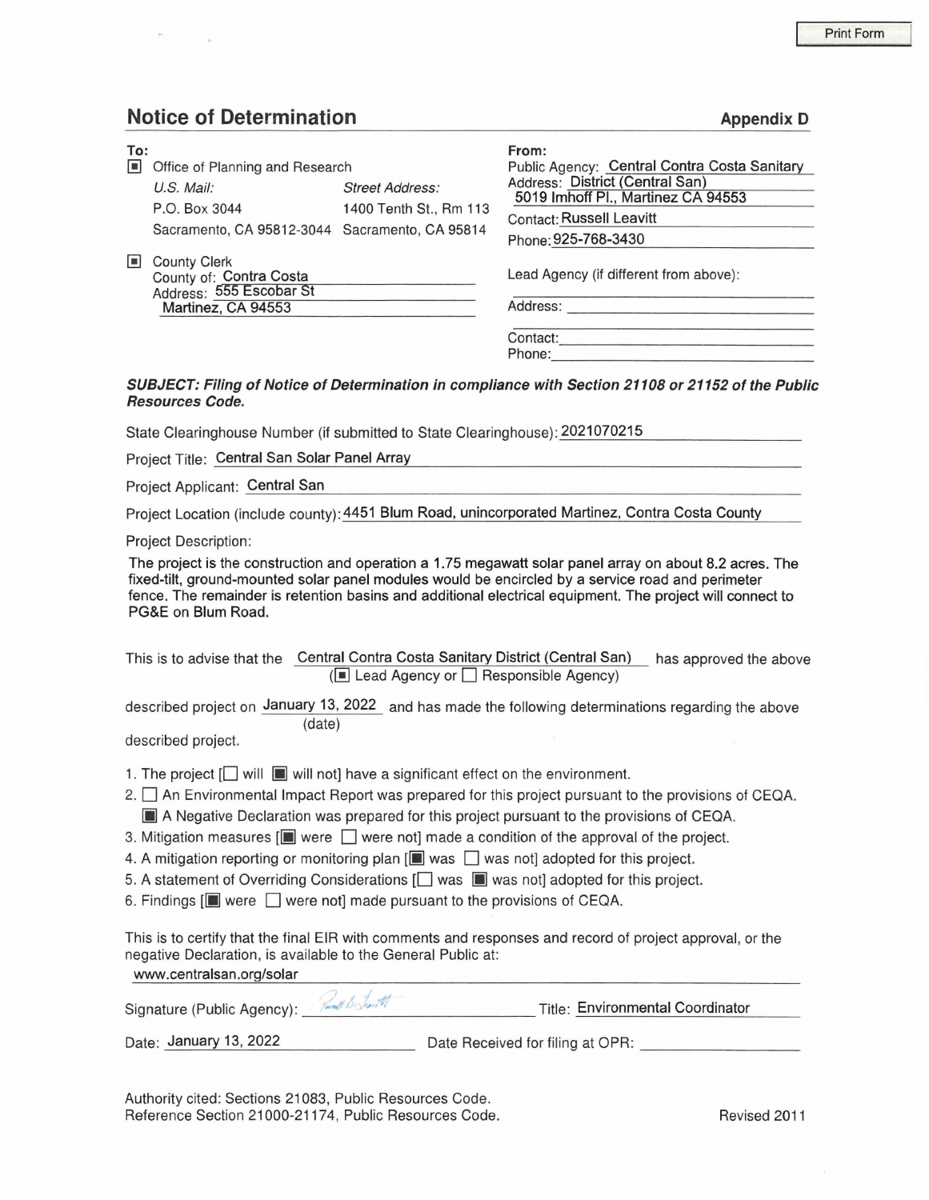## Notice of Determination

**Appendix D**

**To:**

[■] Office of Planning and Research

| U.S. Mail: | Street Address: |
| --- | --- |
| P.O. Box 3044 | 1400 Tenth St., Rm 113 |
| Sacramento, CA 95812-3044 | Sacramento, CA 95814 |

[■] County Clerk
County of: Contra Costa
Address: 555 Escobar St
Martinez, CA 94553

**From:**

Public Agency: Central Contra Costa Sanitary District (Central San)
Address: 5019 Imhoff Pl., Martinez CA 94553
Contact: Russell Leavitt
Phone: 925-768-3430

Lead Agency (if different from above):

Address:

Contact:
Phone:

***SUBJECT: Filing of Notice of Determination in compliance with Section 21108 or 21152 of the Public Resources Code.***

State Clearinghouse Number (if submitted to State Clearinghouse): 2021070215

Project Title: Central San Solar Panel Array

Project Applicant: Central San

Project Location (include county): 4451 Blum Road, unincorporated Martinez, Contra Costa County

Project Description:

The project is the construction and operation a 1.75 megawatt solar panel array on about 8.2 acres. The fixed-tilt, ground-mounted solar panel modules would be encircled by a service road and perimeter fence. The remainder is retention basins and additional electrical equipment. The project will connect to PG&E on Blum Road.

This is to advise that the Central Contra Costa Sanitary District (Central San) has approved the above ([■] Lead Agency or [ ] Responsible Agency) described project on January 13, 2022 (date) and has made the following determinations regarding the above described project.

1. The project [ ] will [■] will not] have a significant effect on the environment.
2. [ ] An Environmental Impact Report was prepared for this project pursuant to the provisions of CEQA.
   [■] A Negative Declaration was prepared for this project pursuant to the provisions of CEQA.
3. Mitigation measures [[■] were [ ] were not] made a condition of the approval of the project.
4. A mitigation reporting or monitoring plan [[■] was [ ] was not] adopted for this project.
5. A statement of Overriding Considerations [[ ] was [■] was not] adopted for this project.
6. Findings [[■] were [ ] were not] made pursuant to the provisions of CEQA.

This is to certify that the final EIR with comments and responses and record of project approval, or the negative Declaration, is available to the General Public at:
www.centralsan.org/solar

Signature (Public Agency): *[signature]* Title: Environmental Coordinator

Date: January 13, 2022 Date Received for filing at OPR:

Authority cited: Sections 21083, Public Resources Code.
Reference Section 21000-21174, Public Resources Code.

Revised 2011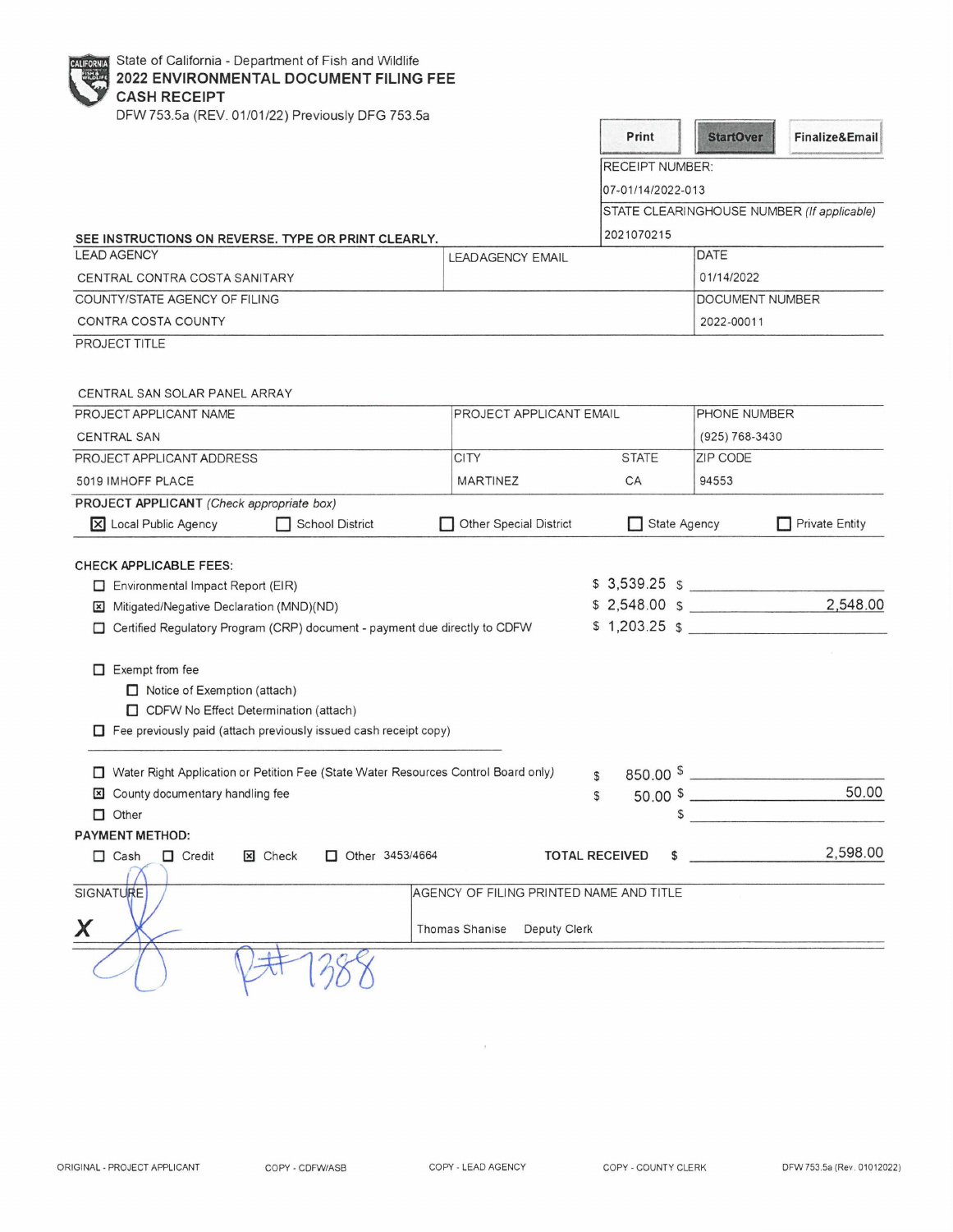State of California - Department of Fish and Wildlife

# 2022 ENVIRONMENTAL DOCUMENT FILING FEE CASH RECEIPT

DFW 753.5a (REV. 01/01/22) Previously DFG 753.5a

Print | StartOver | Finalize&Email

RECEIPT NUMBER: 07-01/14/2022-013

STATE CLEARINGHOUSE NUMBER *(If applicable)*: 2021070215

**SEE INSTRUCTIONS ON REVERSE. TYPE OR PRINT CLEARLY.**

| LEAD AGENCY | LEADAGENCY EMAIL | DATE |
|---|---|---|
| CENTRAL CONTRA COSTA SANITARY | | 01/14/2022 |

| COUNTY/STATE AGENCY OF FILING | DOCUMENT NUMBER |
|---|---|
| CONTRA COSTA COUNTY | 2022-00011 |

PROJECT TITLE

CENTRAL SAN SOLAR PANEL ARRAY

| PROJECT APPLICANT NAME | PROJECT APPLICANT EMAIL | PHONE NUMBER |
|---|---|---|
| CENTRAL SAN | | (925) 768-3430 |

| PROJECT APPLICANT ADDRESS | CITY | STATE | ZIP CODE |
|---|---|---|---|
| 5019 IMHOFF PLACE | MARTINEZ | CA | 94553 |

**PROJECT APPLICANT** *(Check appropriate box)*

☒ Local Public Agency ☐ School District ☐ Other Special District ☐ State Agency ☐ Private Entity

**CHECK APPLICABLE FEES:**

| | Fee | Amount |
|---|---|---|
| ☐ Environmental Impact Report (EIR) | $ 3,539.25 | $ |
| ☒ Mitigated/Negative Declaration (MND)(ND) | $ 2,548.00 | $ 2,548.00 |
| ☐ Certified Regulatory Program (CRP) document - payment due directly to CDFW | $ 1,203.25 | $ |

☐ Exempt from fee
- ☐ Notice of Exemption (attach)
- ☐ CDFW No Effect Determination (attach)

☐ Fee previously paid (attach previously issued cash receipt copy)

| | Fee | Amount |
|---|---|---|
| ☐ Water Right Application or Petition Fee (State Water Resources Control Board only) | $ 850.00 | $ |
| ☒ County documentary handling fee | $ 50.00 | $ 50.00 |
| ☐ Other | | $ |

**PAYMENT METHOD:**

☐ Cash ☐ Credit ☒ Check ☐ Other 3453/4664 **TOTAL RECEIVED** $ 2,598.00

| SIGNATURE | AGENCY OF FILING PRINTED NAME AND TITLE |
|---|---|
| X [signature] | Thomas Shanise Deputy Clerk |

Pt# 1388

ORIGINAL - PROJECT APPLICANT COPY - CDFW/ASB COPY - LEAD AGENCY COPY - COUNTY CLERK DFW 753.5a (Rev. 01012022)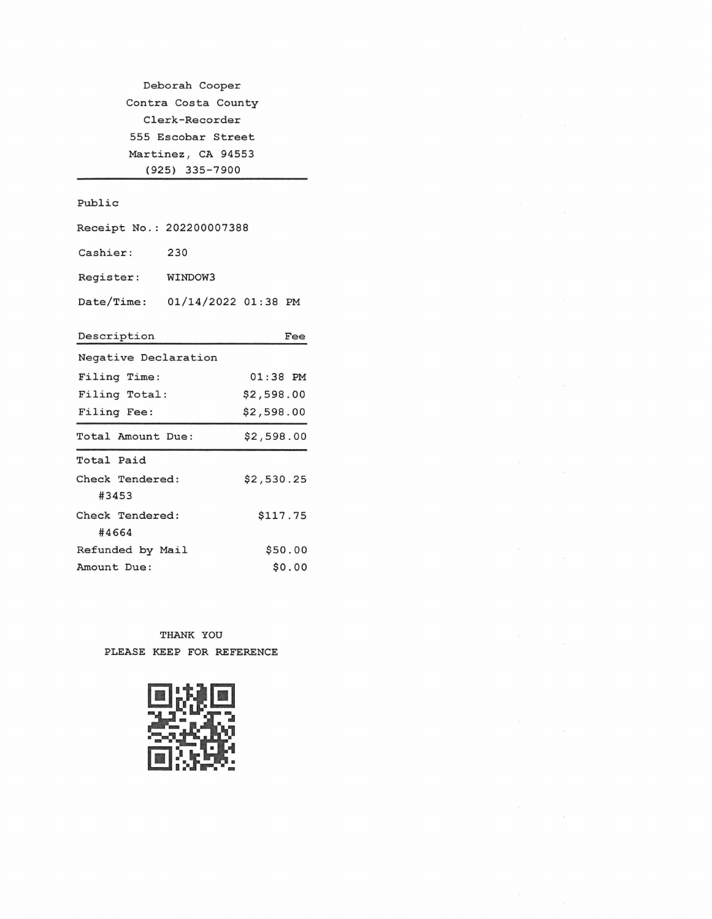Deborah Cooper
Contra Costa County
Clerk-Recorder
555 Escobar Street
Martinez, CA 94553
(925) 335-7900

Public

Receipt No.: 202200007388

Cashier: 230

Register: WINDOW3

Date/Time: 01/14/2022 01:38 PM

| Description | Fee |
|---|---|
| Negative Declaration | |
| Filing Time: | 01:38 PM |
| Filing Total: | $2,598.00 |
| Filing Fee: | $2,598.00 |
| Total Amount Due: | $2,598.00 |
| Total Paid | |
| Check Tendered: #3453 | $2,530.25 |
| Check Tendered: #4664 | $117.75 |
| Refunded by Mail | $50.00 |
| Amount Due: | $0.00 |

THANK YOU
PLEASE KEEP FOR REFERENCE